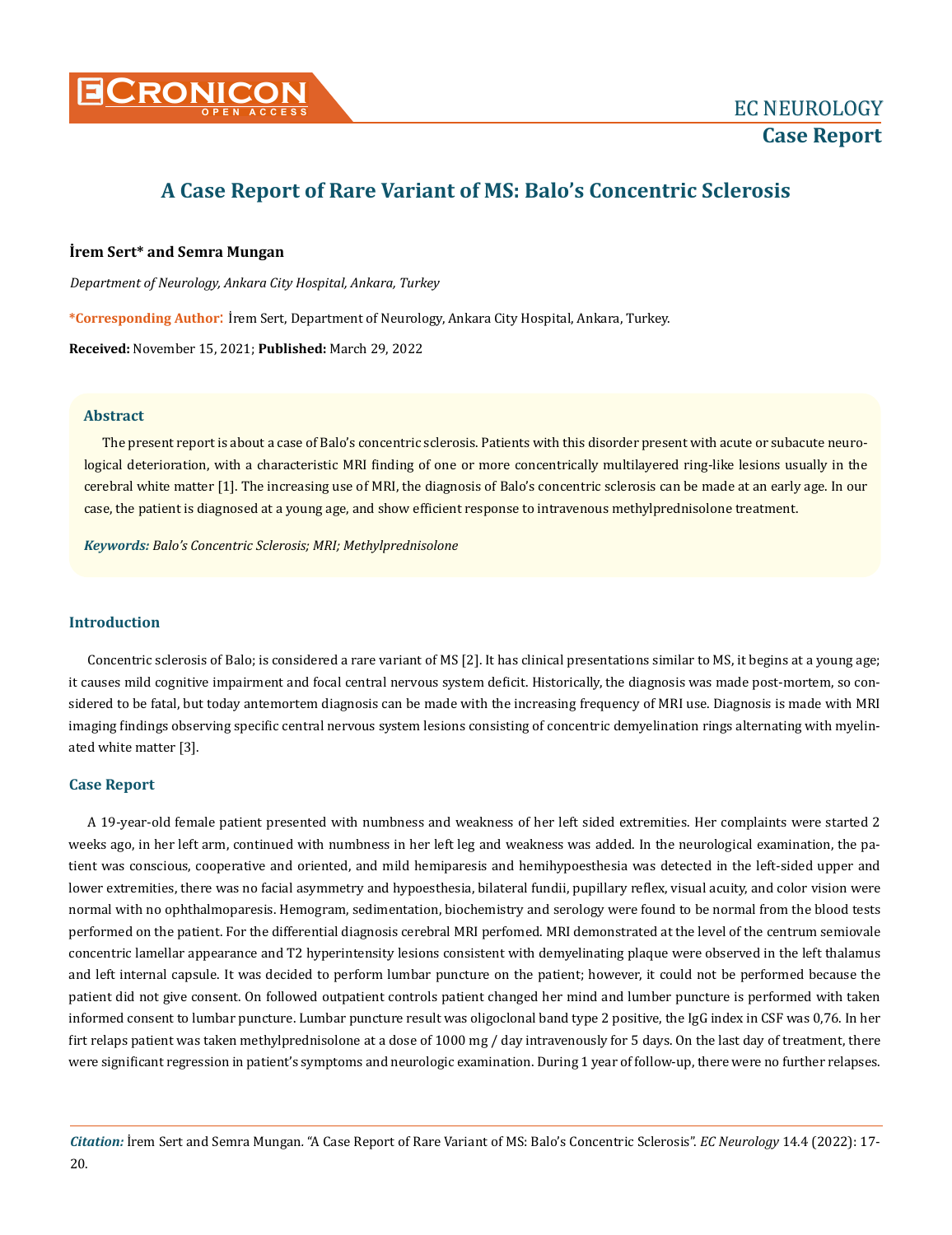# A Case Report of Rare Variant of MS: Balo's Concentric Sclerosis

**İrem Sert* and Semra Mungan**

*Department of Neurology, Ankara City Hospital, Ankara, Turkey*

***Corresponding Author**: İrem Sert, Department of Neurology, Ankara City Hospital, Ankara, Turkey.

**Received:** November 15, 2021; **Published:** March 29, 2022

## Abstract

The present report is about a case of Balo's concentric sclerosis. Patients with this disorder present with acute or subacute neurological deterioration, with a characteristic MRI finding of one or more concentrically multilayered ring-like lesions usually in the cerebral white matter [1]. The increasing use of MRI, the diagnosis of Balo's concentric sclerosis can be made at an early age. In our case, the patient is diagnosed at a young age, and show efficient response to intravenous methylprednisolone treatment.

***Keywords:*** *Balo's Concentric Sclerosis; MRI; Methylprednisolone*

## Introduction

Concentric sclerosis of Balo; is considered a rare variant of MS [2]. It has clinical presentations similar to MS, it begins at a young age; it causes mild cognitive impairment and focal central nervous system deficit. Historically, the diagnosis was made post-mortem, so considered to be fatal, but today antemortem diagnosis can be made with the increasing frequency of MRI use. Diagnosis is made with MRI imaging findings observing specific central nervous system lesions consisting of concentric demyelination rings alternating with myelinated white matter [3].

## Case Report

A 19-year-old female patient presented with numbness and weakness of her left sided extremities. Her complaints were started 2 weeks ago, in her left arm, continued with numbness in her left leg and weakness was added. In the neurological examination, the patient was conscious, cooperative and oriented, and mild hemiparesis and hemihypoesthesia was detected in the left-sided upper and lower extremities, there was no facial asymmetry and hypoesthesia, bilateral fundii, pupillary reflex, visual acuity, and color vision were normal with no ophthalmoparesis. Hemogram, sedimentation, biochemistry and serology were found to be normal from the blood tests performed on the patient. For the differential diagnosis cerebral MRI perfomed. MRI demonstrated at the level of the centrum semiovale concentric lamellar appearance and T2 hyperintensity lesions consistent with demyelinating plaque were observed in the left thalamus and left internal capsule. It was decided to perform lumbar puncture on the patient; however, it could not be performed because the patient did not give consent. On followed outpatient controls patient changed her mind and lumber puncture is performed with taken informed consent to lumbar puncture. Lumbar puncture result was oligoclonal band type 2 positive, the IgG index in CSF was 0,76. In her firt relaps patient was taken methylprednisolone at a dose of 1000 mg / day intravenously for 5 days. On the last day of treatment, there were significant regression in patient's symptoms and neurologic examination. During 1 year of follow-up, there were no further relapses.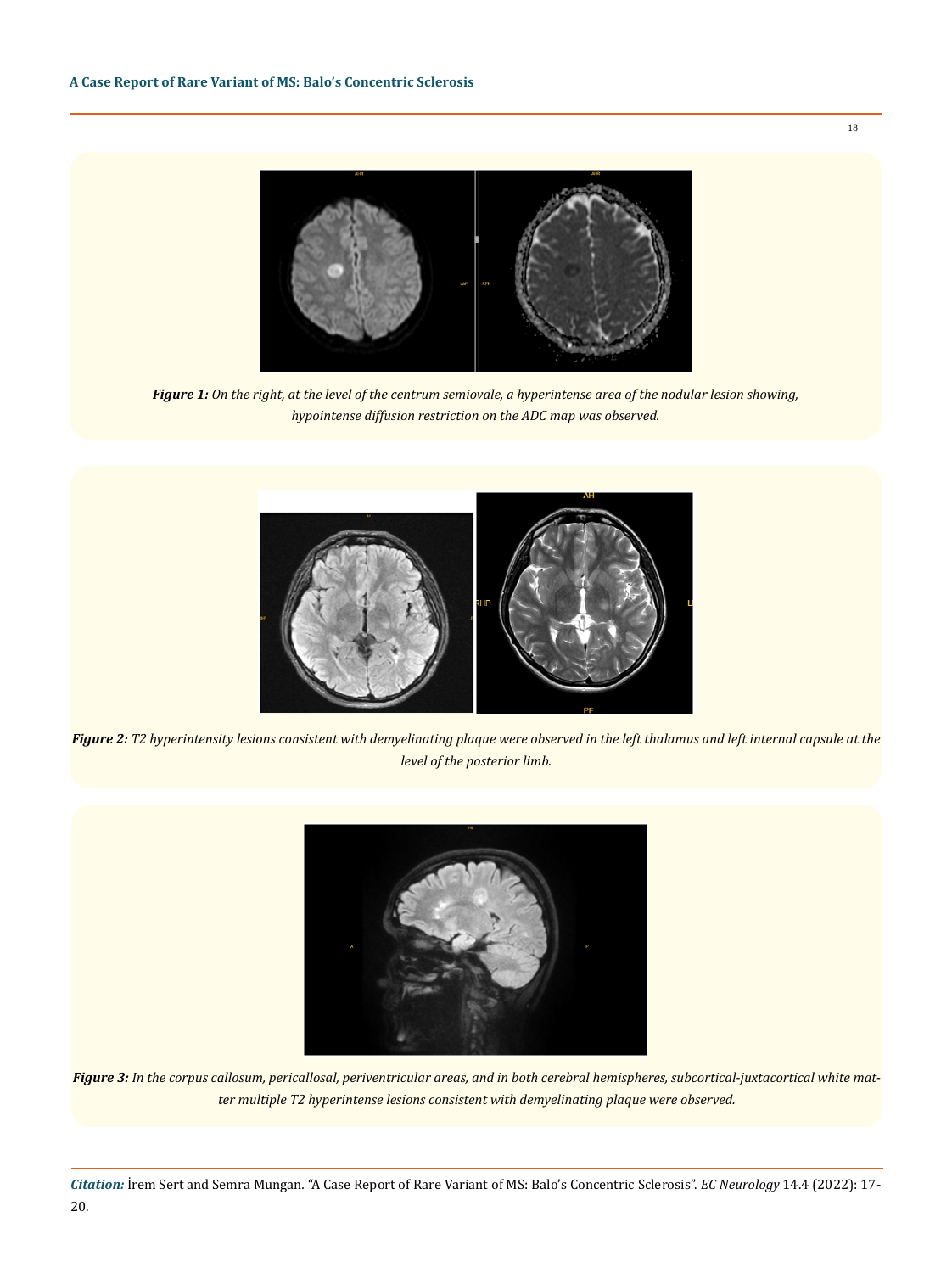***Figure 1:*** *On the right, at the level of the centrum semiovale, a hyperintense area of the nodular lesion showing, hypointense diffusion restriction on the ADC map was observed.*

***Figure 2:*** *T2 hyperintensity lesions consistent with demyelinating plaque were observed in the left thalamus and left internal capsule at the level of the posterior limb.*

***Figure 3:*** *In the corpus callosum, pericallosal, periventricular areas, and in both cerebral hemispheres, subcortical-juxtacortical white matter multiple T2 hyperintense lesions consistent with demyelinating plaque were observed.*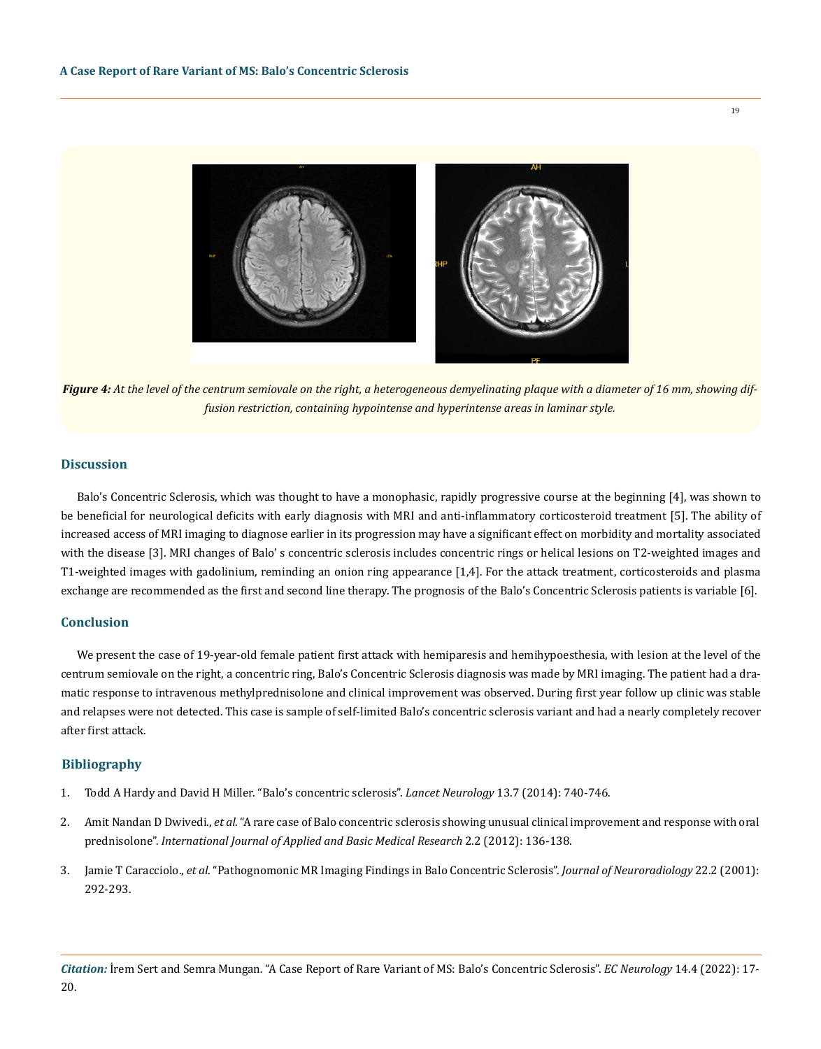*Figure 4: At the level of the centrum semiovale on the right, a heterogeneous demyelinating plaque with a diameter of 16 mm, showing diffusion restriction, containing hypointense and hyperintense areas in laminar style.*

## Discussion

Balo's Concentric Sclerosis, which was thought to have a monophasic, rapidly progressive course at the beginning [4], was shown to be beneficial for neurological deficits with early diagnosis with MRI and anti-inflammatory corticosteroid treatment [5]. The ability of increased access of MRI imaging to diagnose earlier in its progression may have a significant effect on morbidity and mortality associated with the disease [3]. MRI changes of Balo' s concentric sclerosis includes concentric rings or helical lesions on T2-weighted images and T1-weighted images with gadolinium, reminding an onion ring appearance [1,4]. For the attack treatment, corticosteroids and plasma exchange are recommended as the first and second line therapy. The prognosis of the Balo's Concentric Sclerosis patients is variable [6].

## Conclusion

We present the case of 19-year-old female patient first attack with hemiparesis and hemihypoesthesia, with lesion at the level of the centrum semiovale on the right, a concentric ring, Balo's Concentric Sclerosis diagnosis was made by MRI imaging. The patient had a dramatic response to intravenous methylprednisolone and clinical improvement was observed. During first year follow up clinic was stable and relapses were not detected. This case is sample of self-limited Balo's concentric sclerosis variant and had a nearly completely recover after first attack.

## Bibliography

1. Todd A Hardy and David H Miller. "Balo's concentric sclerosis". *Lancet Neurology* 13.7 (2014): 740-746.
2. Amit Nandan D Dwivedi., *et al*. "A rare case of Balo concentric sclerosis showing unusual clinical improvement and response with oral prednisolone". *International Journal of Applied and Basic Medical Research* 2.2 (2012): 136-138.
3. Jamie T Caracciolo., *et al*. "Pathognomonic MR Imaging Findings in Balo Concentric Sclerosis". *Journal of Neuroradiology* 22.2 (2001): 292-293.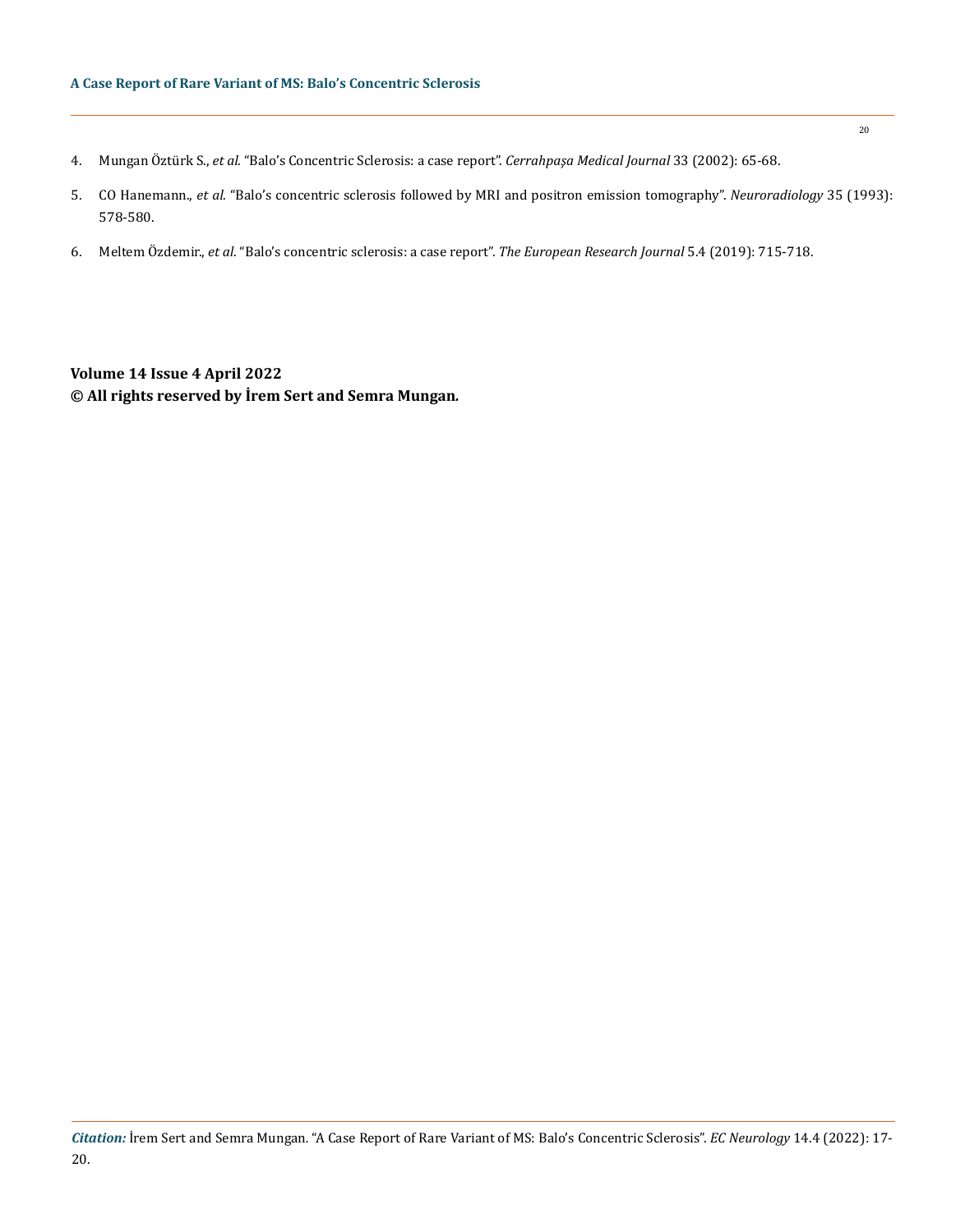4. Mungan Öztürk S., *et al*. "Balo's Concentric Sclerosis: a case report". *Cerrahpaşa Medical Journal* 33 (2002): 65-68.
5. CO Hanemann., *et al*. "Balo's concentric sclerosis followed by MRI and positron emission tomography". *Neuroradiology* 35 (1993): 578-580.
6. Meltem Özdemir., *et al*. "Balo's concentric sclerosis: a case report". *The European Research Journal* 5.4 (2019): 715-718.

**Volume 14 Issue 4 April 2022**
**© All rights reserved by İrem Sert and Semra Mungan.**